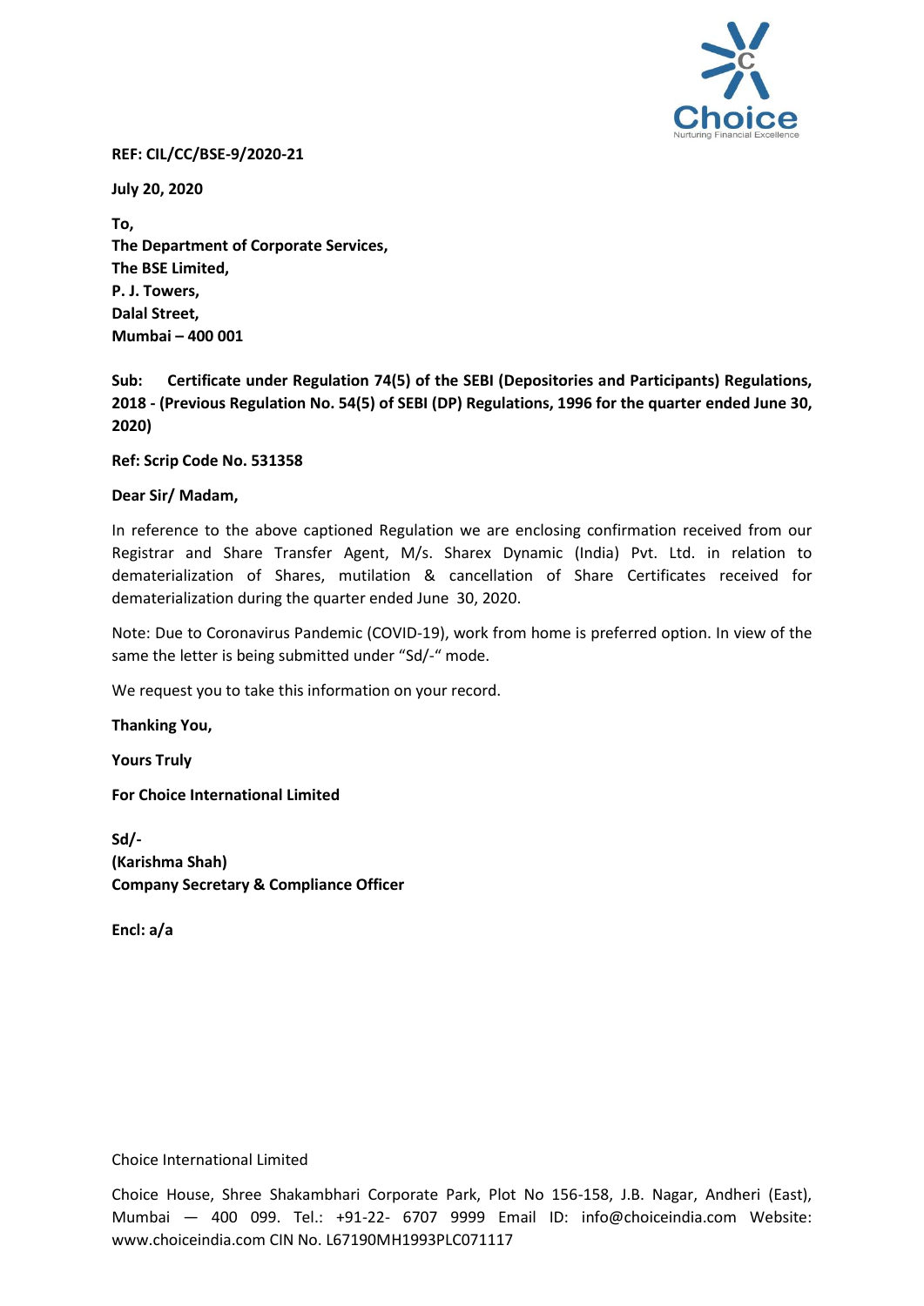**REF: CIL/CC/BSE-9/2020-21**

**July 20, 2020**

**To,**
**The Department of Corporate Services,**
**The BSE Limited,**
**P. J. Towers,**
**Dalal Street,**
**Mumbai – 400 001**

**Sub: Certificate under Regulation 74(5) of the SEBI (Depositories and Participants) Regulations, 2018 - (Previous Regulation No. 54(5) of SEBI (DP) Regulations, 1996 for the quarter ended June 30, 2020)**

**Ref: Scrip Code No. 531358**

**Dear Sir/ Madam,**

In reference to the above captioned Regulation we are enclosing confirmation received from our Registrar and Share Transfer Agent, M/s. Sharex Dynamic (India) Pvt. Ltd. in relation to dematerialization of Shares, mutilation & cancellation of Share Certificates received for dematerialization during the quarter ended June 30, 2020.

Note: Due to Coronavirus Pandemic (COVID-19), work from home is preferred option. In view of the same the letter is being submitted under "Sd/-" mode.

We request you to take this information on your record.

**Thanking You,**

**Yours Truly**

**For Choice International Limited**

**Sd/-**
**(Karishma Shah)**
**Company Secretary & Compliance Officer**

**Encl: a/a**

Choice International Limited

Choice House, Shree Shakambhari Corporate Park, Plot No 156-158, J.B. Nagar, Andheri (East), Mumbai — 400 099. Tel.: +91-22- 6707 9999 Email ID: info@choiceindia.com Website: www.choiceindia.com CIN No. L67190MH1993PLC071117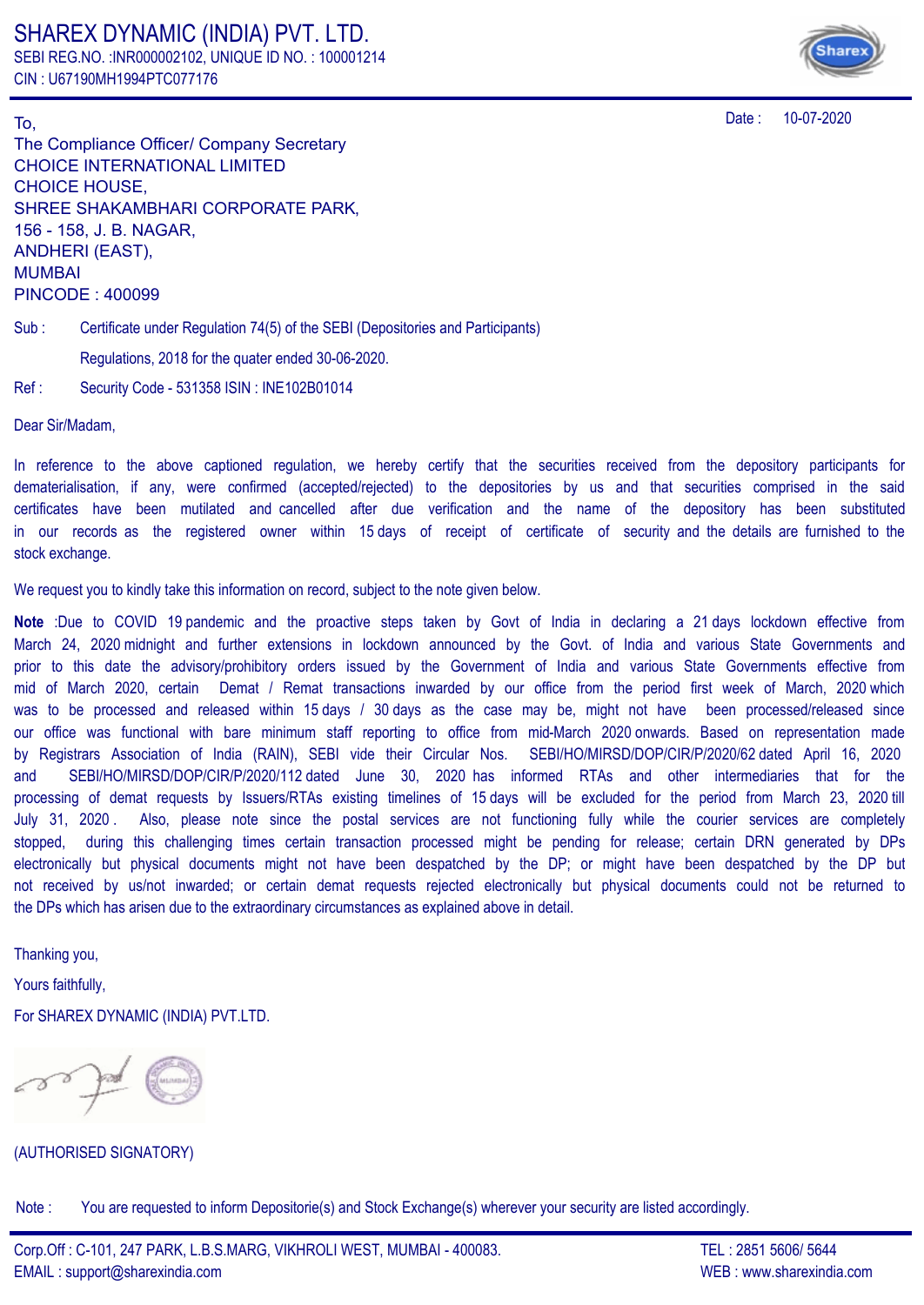# SHAREX DYNAMIC (INDIA) PVT. LTD.

SEBI REG.NO. :INR000002102, UNIQUE ID NO. : 100001214
CIN : U67190MH1994PTC077176

Date : 10-07-2020

To,
The Compliance Officer/ Company Secretary
CHOICE INTERNATIONAL LIMITED
CHOICE HOUSE,
SHREE SHAKAMBHARI CORPORATE PARK,
156 - 158, J. B. NAGAR,
ANDHERI (EAST),
MUMBAI
PINCODE : 400099

Sub : Certificate under Regulation 74(5) of the SEBI (Depositories and Participants) Regulations, 2018 for the quater ended 30-06-2020.

Ref : Security Code - 531358 ISIN : INE102B01014

Dear Sir/Madam,

In reference to the above captioned regulation, we hereby certify that the securities received from the depository participants for dematerialisation, if any, were confirmed (accepted/rejected) to the depositories by us and that securities comprised in the said certificates have been mutilated and cancelled after due verification and the name of the depository has been substituted in our records as the registered owner within 15 days of receipt of certificate of security and the details are furnished to the stock exchange.

We request you to kindly take this information on record, subject to the note given below.

**Note** :Due to COVID 19 pandemic and the proactive steps taken by Govt of India in declaring a 21 days lockdown effective from March 24, 2020 midnight and further extensions in lockdown announced by the Govt. of India and various State Governments and prior to this date the advisory/prohibitory orders issued by the Government of India and various State Governments effective from mid of March 2020, certain Demat / Remat transactions inwarded by our office from the period first week of March, 2020 which was to be processed and released within 15 days / 30 days as the case may be, might not have been processed/released since our office was functional with bare minimum staff reporting to office from mid-March 2020 onwards. Based on representation made by Registrars Association of India (RAIN), SEBI vide their Circular Nos. SEBI/HO/MIRSD/DOP/CIR/P/2020/62 dated April 16, 2020 and SEBI/HO/MIRSD/DOP/CIR/P/2020/112 dated June 30, 2020 has informed RTAs and other intermediaries that for the processing of demat requests by Issuers/RTAs existing timelines of 15 days will be excluded for the period from March 23, 2020 till July 31, 2020 . Also, please note since the postal services are not functioning fully while the courier services are completely stopped, during this challenging times certain transaction processed might be pending for release; certain DRN generated by DPs electronically but physical documents might not have been despatched by the DP; or might have been despatched by the DP but not received by us/not inwarded; or certain demat requests rejected electronically but physical documents could not be returned to the DPs which has arisen due to the extraordinary circumstances as explained above in detail.

Thanking you,

Yours faithfully,

For SHAREX DYNAMIC (INDIA) PVT.LTD.

(AUTHORISED SIGNATORY)

Note : You are requested to inform Depositorie(s) and Stock Exchange(s) wherever your security are listed accordingly.

Corp.Off : C-101, 247 PARK, L.B.S.MARG, VIKHROLI WEST, MUMBAI - 400083.
EMAIL : support@sharexindia.com
TEL : 2851 5606/ 5644
WEB : www.sharexindia.com